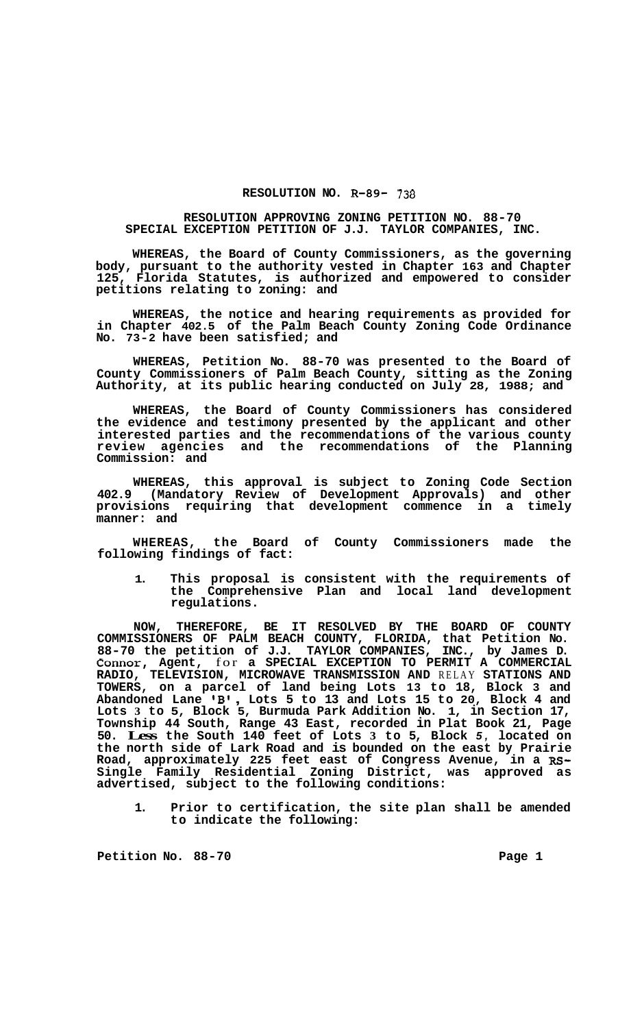# RESOLUTION NO. R-89- 738

## RESOLUTION APPROVING ZONING PETITION NO. 88-70 SPECIAL EXCEPTION PETITION OF J.J. TAYLOR COMPANIES, INC.

**WHEREAS, the Board of County Commissioners, as the governing body, pursuant to the authority vested in Chapter 163 and Chapter 125, Florida Statutes, is authorized and empowered to consider petitions relating to zoning: and**

**WHEREAS, the notice and hearing requirements as provided for in Chapter 402.5 of the Palm Beach County Zoning Code Ordinance No. 73-2 have been satisfied; and**

**WHEREAS, Petition No. 88-70 was presented to the Board of County Commissioners of Palm Beach County, sitting as the Zoning Authority, at its public hearing conducted on July 28, 1988; and**

**WHEREAS, the Board of County Commissioners has considered the evidence and testimony presented by the applicant and other interested parties and the recommendations of the various county review agencies and the recommendations of the Planning Commission: and**

**WHEREAS, this approval is subject to Zoning Code Section 402.9 (Mandatory Review of Development Approvals) and other provisions requiring that development commence in a timely manner: and**

**WHEREAS, the Board of County Commissioners made the following findings of fact:**

1. **This proposal is consistent with the requirements of the Comprehensive Plan and local land development regulations.**

**NOW, THEREFORE, BE IT RESOLVED BY THE BOARD OF COUNTY COMMISSIONERS OF PALM BEACH COUNTY, FLORIDA, that Petition No. 88-70 the petition of J.J. TAYLOR COMPANIES, INC., by James D. Connor, Agent,** for **a SPECIAL EXCEPTION TO PERMIT A COMMERCIAL RADIO, TELEVISION, MICROWAVE TRANSMISSION AND** RELAY **STATIONS AND TOWERS, on a parcel of land being Lots 13 to 18, Block 3 and Abandoned Lane 'B', Lots 5 to 13 and Lots 15 to 20, Block 4 and Lots 3 to 5, Block 5, Burmuda Park Addition No. 1, in Section 17, Township 44 South, Range 43 East, recorded in Plat Book 21, Page 50. Less the South 140 feet of Lots 3 to 5, Block 5, located on the north side of Lark Road and is bounded on the east by Prairie Road, approximately 225 feet east of Congress Avenue, in a RS-Single Family Residential Zoning District, was approved as advertised, subject to the following conditions:**

1. **Prior to certification, the site plan shall be amended to indicate the following:**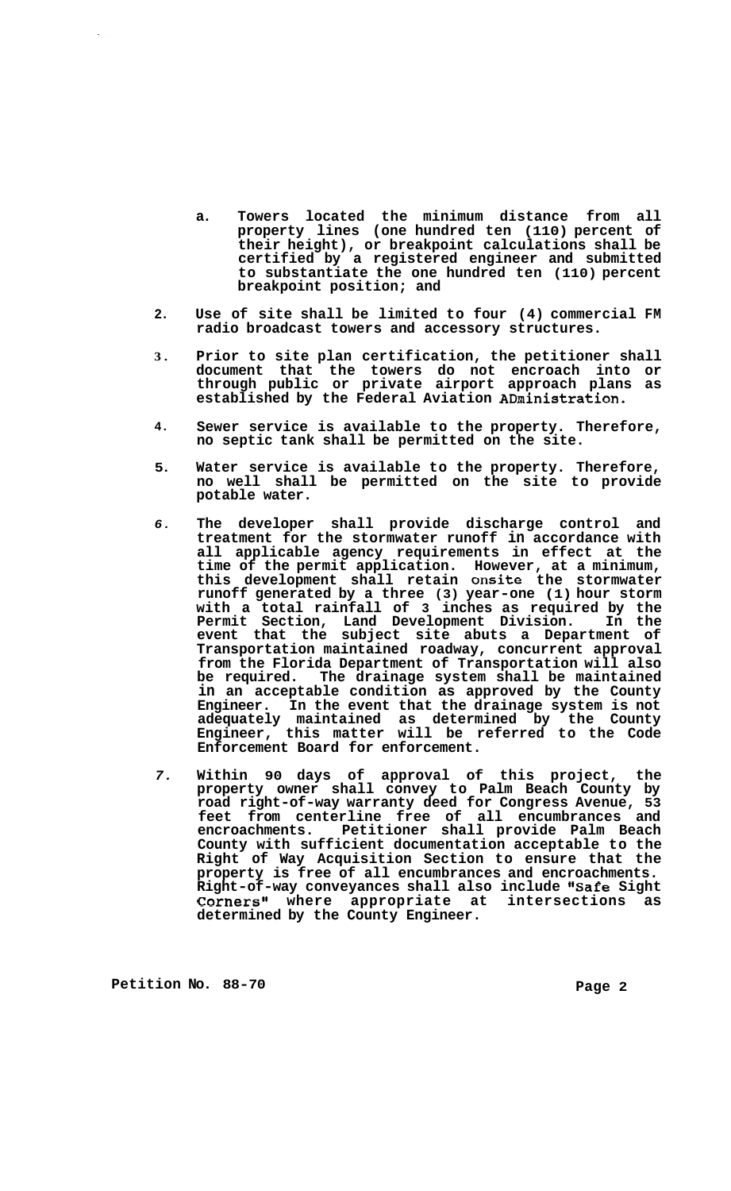a. Towers located the minimum distance from all property lines (one hundred ten (110) percent of their height), or breakpoint calculations shall be certified by a registered engineer and submitted to substantiate the one hundred ten (110) percent breakpoint position; and

2. Use of site shall be limited to four (4) commercial FM radio broadcast towers and accessory structures.

3. Prior to site plan certification, the petitioner shall document that the towers do not encroach into or through public or private airport approach plans as established by the Federal Aviation ADministration.

4. Sewer service is available to the property. Therefore, no septic tank shall be permitted on the site.

5. Water service is available to the property. Therefore, no well shall be permitted on the site to provide potable water.

6. The developer shall provide discharge control and treatment for the stormwater runoff in accordance with all applicable agency requirements in effect at the time of the permit application. However, at a minimum, this development shall retain onsite the stormwater runoff generated by a three (3) year-one (1) hour storm with a total rainfall of 3 inches as required by the Permit Section, Land Development Division. In the event that the subject site abuts a Department of Transportation maintained roadway, concurrent approval from the Florida Department of Transportation will also be required. The drainage system shall be maintained in an acceptable condition as approved by the County Engineer. In the event that the drainage system is not adequately maintained as determined by the County Engineer, this matter will be referred to the Code Enforcement Board for enforcement.

7. Within 90 days of approval of this project, the property owner shall convey to Palm Beach County by road right-of-way warranty deed for Congress Avenue, 53 feet from centerline free of all encumbrances and encroachments. Petitioner shall provide Palm Beach County with sufficient documentation acceptable to the Right of Way Acquisition Section to ensure that the property is free of all encumbrances and encroachments. Right-of-way conveyances shall also include "Safe Sight Corners" where appropriate at intersections as determined by the County Engineer.

Petition No. 88-70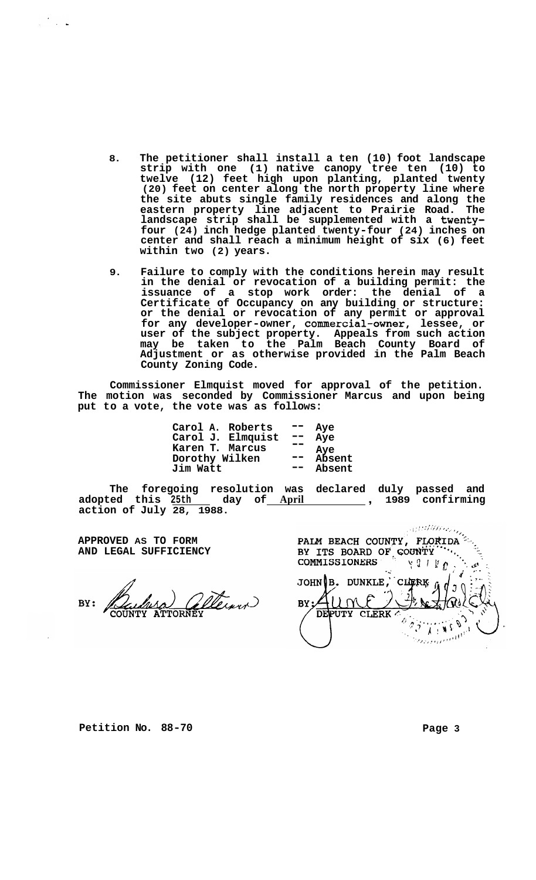8. The petitioner shall install a ten (10) foot landscape strip with one (1) native canopy tree ten (10) to twelve (12) feet high upon planting, planted twenty (20) feet on center along the north property line where the site abuts single family residences and along the eastern property line adjacent to Prairie Road. The landscape strip shall be supplemented with a twenty-four (24) inch hedge planted twenty-four (24) inches on center and shall reach a minimum height of six (6) feet within two (2) years.

9. Failure to comply with the conditions herein may result in the denial or revocation of a building permit: the issuance of a stop work order: the denial of a Certificate of Occupancy on any building or structure: or the denial or revocation of any permit or approval for any developer-owner, commercial-owner, lessee, or user of the subject property. Appeals from such action may be taken to the Palm Beach County Board of Adjustment or as otherwise provided in the Palm Beach County Zoning Code.

Commissioner Elmquist moved for approval of the petition. The motion was seconded by Commissioner Marcus and upon being put to a vote, the vote was as follows:

| | | |
|---|---|---|
| Carol A. Roberts | -- | Aye |
| Carol J. Elmquist | -- | Aye |
| Karen T. Marcus | -- | Aye |
| Dorothy Wilken | -- | Absent |
| Jim Watt | -- | Absent |

The foregoing resolution was declared duly passed and adopted this 25th day of April, 1989 confirming action of July 28, 1988.

APPROVED AS TO FORM AND LEGAL SUFFICIENCY

BY: COUNTY ATTORNEY

PALM BEACH COUNTY, FLORIDA BY ITS BOARD OF COUNTY COMMISSIONERS

JOHN B. DUNKLE, CLERK

BY: DEPUTY CLERK

Petition No. 88-70